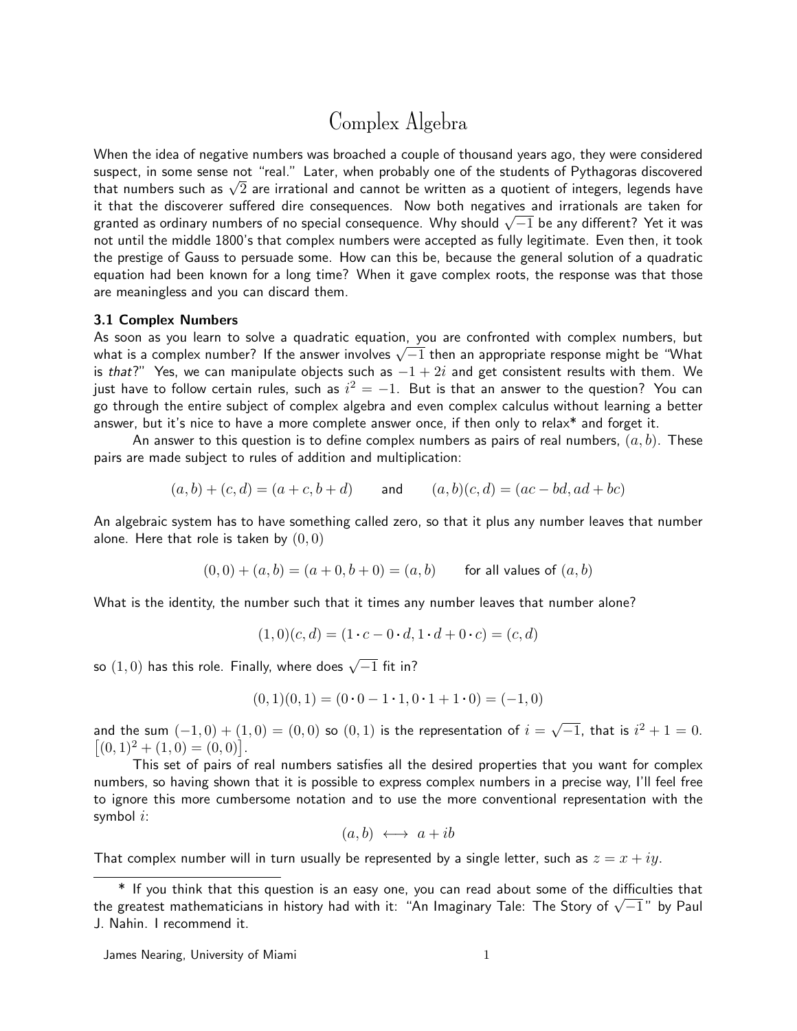# Complex Algebra

When the idea of negative numbers was broached a couple of thousand years ago, they were considered suspect, in some sense not "real." Later, when probably one of the students of Pythagoras discovered that numbers such as $\sqrt{2}$ are irrational and cannot be written as a quotient of integers, legends have it that the discoverer suffered dire consequences. Now both negatives and irrationals are taken for granted as ordinary numbers of no special consequence. Why should $\sqrt{-1}$ be any different? Yet it was not until the middle 1800's that complex numbers were accepted as fully legitimate. Even then, it took the prestige of Gauss to persuade some. How can this be, because the general solution of a quadratic equation had been known for a long time? When it gave complex roots, the response was that those are meaningless and you can discard them.

### 3.1 Complex Numbers

As soon as you learn to solve a quadratic equation, you are confronted with complex numbers, but what is a complex number? If the answer involves $\sqrt{-1}$ then an appropriate response might be "What is *that*?" Yes, we can manipulate objects such as $-1+2i$ and get consistent results with them. We just have to follow certain rules, such as $i^2 = -1$. But is that an answer to the question? You can go through the entire subject of complex algebra and even complex calculus without learning a better answer, but it's nice to have a more complete answer once, if then only to relax* and forget it.

An answer to this question is to define complex numbers as pairs of real numbers, $(a,b)$. These pairs are made subject to rules of addition and multiplication:

$$(a,b) + (c,d) = (a+c, b+d) \qquad \text{and} \qquad (a,b)(c,d) = (ac-bd, ad+bc)$$

An algebraic system has to have something called zero, so that it plus any number leaves that number alone. Here that role is taken by $(0,0)$

$$(0,0) + (a,b) = (a+0, b+0) = (a,b) \qquad \text{for all values of } (a,b)$$

What is the identity, the number such that it times any number leaves that number alone?

$$(1,0)(c,d) = (1 \cdot c - 0 \cdot d, 1 \cdot d + 0 \cdot c) = (c,d)$$

so $(1,0)$ has this role. Finally, where does $\sqrt{-1}$ fit in?

$$(0,1)(0,1) = (0 \cdot 0 - 1 \cdot 1, 0 \cdot 1 + 1 \cdot 0) = (-1,0)$$

and the sum $(-1,0) + (1,0) = (0,0)$ so $(0,1)$ is the representation of $i = \sqrt{-1}$, that is $i^2 + 1 = 0$. $\left[(0,1)^2 + (1,0) = (0,0)\right]$.

This set of pairs of real numbers satisfies all the desired properties that you want for complex numbers, so having shown that it is possible to express complex numbers in a precise way, I'll feel free to ignore this more cumbersome notation and to use the more conventional representation with the symbol $i$:

$$(a,b) \longleftrightarrow a+ib$$

That complex number will in turn usually be represented by a single letter, such as $z = x+iy$.

---

* If you think that this question is an easy one, you can read about some of the difficulties that the greatest mathematicians in history had with it: "An Imaginary Tale: The Story of $\sqrt{-1}$" by Paul J. Nahin. I recommend it.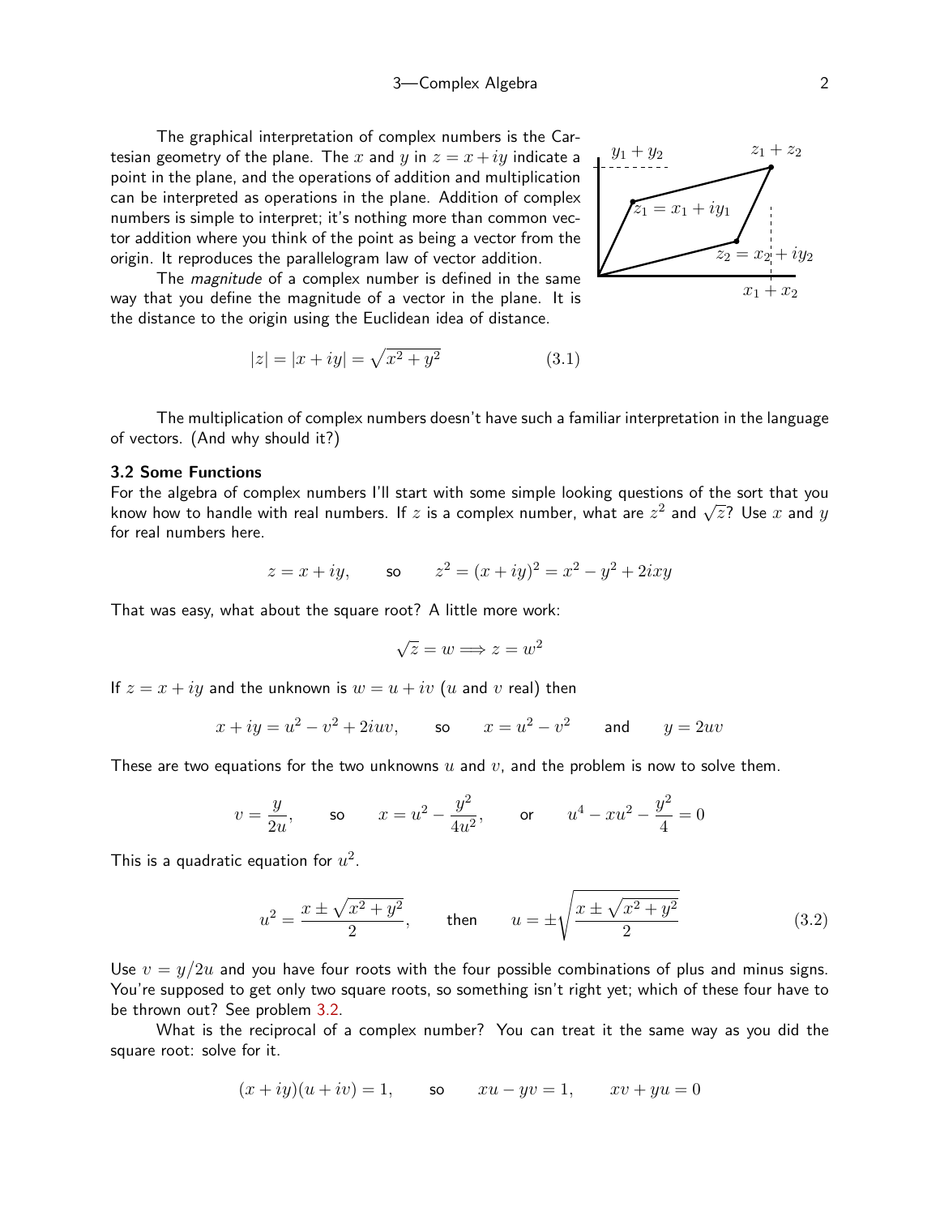The graphical interpretation of complex numbers is the Cartesian geometry of the plane. The $x$ and $y$ in $z = x + iy$ indicate a point in the plane, and the operations of addition and multiplication can be interpreted as operations in the plane. Addition of complex numbers is simple to interpret; it's nothing more than common vector addition where you think of the point as being a vector from the origin. It reproduces the parallelogram law of vector addition.

The *magnitude* of a complex number is defined in the same way that you define the magnitude of a vector in the plane. It is the distance to the origin using the Euclidean idea of distance.

$$|z| = |x + iy| = \sqrt{x^2 + y^2} \tag{3.1}$$

The multiplication of complex numbers doesn't have such a familiar interpretation in the language of vectors. (And why should it?)

### 3.2 Some Functions

For the algebra of complex numbers I'll start with some simple looking questions of the sort that you know how to handle with real numbers. If $z$ is a complex number, what are $z^2$ and $\sqrt{z}$? Use $x$ and $y$ for real numbers here.

$$z = x + iy, \qquad \text{so} \qquad z^2 = (x + iy)^2 = x^2 - y^2 + 2ixy$$

That was easy, what about the square root? A little more work:

$$\sqrt{z} = w \Longrightarrow z = w^2$$

If $z = x + iy$ and the unknown is $w = u + iv$ ($u$ and $v$ real) then

$$x + iy = u^2 - v^2 + 2iuv, \qquad \text{so} \qquad x = u^2 - v^2 \qquad \text{and} \qquad y = 2uv$$

These are two equations for the two unknowns $u$ and $v$, and the problem is now to solve them.

$$v = \frac{y}{2u}, \qquad \text{so} \qquad x = u^2 - \frac{y^2}{4u^2}, \qquad \text{or} \qquad u^4 - xu^2 - \frac{y^2}{4} = 0$$

This is a quadratic equation for $u^2$.

$$u^2 = \frac{x \pm \sqrt{x^2 + y^2}}{2}, \qquad \text{then} \qquad u = \pm\sqrt{\frac{x \pm \sqrt{x^2 + y^2}}{2}} \tag{3.2}$$

Use $v = y/2u$ and you have four roots with the four possible combinations of plus and minus signs. You're supposed to get only two square roots, so something isn't right yet; which of these four have to be thrown out? See problem 3.2.

What is the reciprocal of a complex number? You can treat it the same way as you did the square root: solve for it.

$$(x + iy)(u + iv) = 1, \qquad \text{so} \qquad xu - yv = 1, \qquad xv + yu = 0$$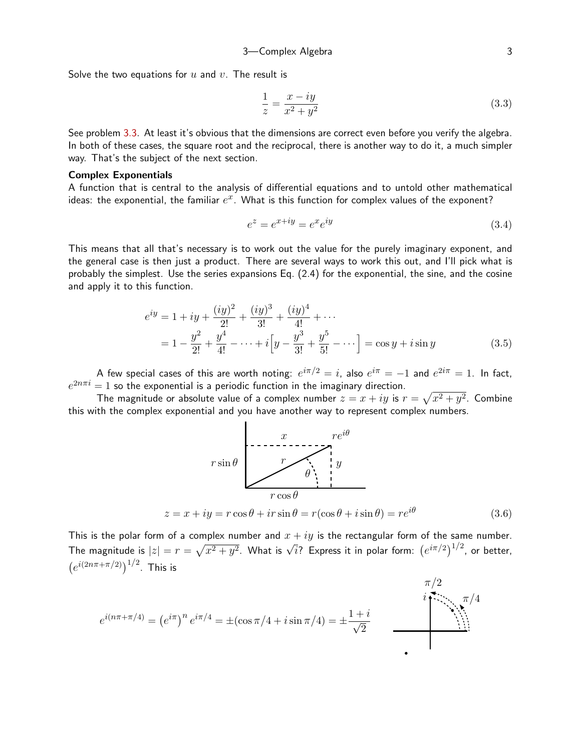Solve the two equations for $u$ and $v$. The result is

$$\frac{1}{z} = \frac{x - iy}{x^2 + y^2} \tag{3.3}$$

See problem 3.3. At least it's obvious that the dimensions are correct even before you verify the algebra. In both of these cases, the square root and the reciprocal, there is another way to do it, a much simpler way. That's the subject of the next section.

**Complex Exponentials**

A function that is central to the analysis of differential equations and to untold other mathematical ideas: the exponential, the familiar $e^x$. What is this function for complex values of the exponent?

$$e^z = e^{x+iy} = e^x e^{iy} \tag{3.4}$$

This means that all that's necessary is to work out the value for the purely imaginary exponent, and the general case is then just a product. There are several ways to work this out, and I'll pick what is probably the simplest. Use the series expansions Eq. (2.4) for the exponential, the sine, and the cosine and apply it to this function.

$$\begin{aligned} e^{iy} &= 1 + iy + \frac{(iy)^2}{2!} + \frac{(iy)^3}{3!} + \frac{(iy)^4}{4!} + \cdots \\ &= 1 - \frac{y^2}{2!} + \frac{y^4}{4!} - \cdots + i\Big[y - \frac{y^3}{3!} + \frac{y^5}{5!} - \cdots\Big] = \cos y + i \sin y \end{aligned} \tag{3.5}$$

A few special cases of this are worth noting: $e^{i\pi/2} = i$, also $e^{i\pi} = -1$ and $e^{2i\pi} = 1$. In fact, $e^{2n\pi i} = 1$ so the exponential is a periodic function in the imaginary direction.

The magnitude or absolute value of a complex number $z = x + iy$ is $r = \sqrt{x^2 + y^2}$. Combine this with the complex exponential and you have another way to represent complex numbers.

$$z = x + iy = r\cos\theta + ir\sin\theta = r(\cos\theta + i\sin\theta) = re^{i\theta} \tag{3.6}$$

This is the polar form of a complex number and $x + iy$ is the rectangular form of the same number. The magnitude is $|z| = r = \sqrt{x^2 + y^2}$. What is $\sqrt{i}$? Express it in polar form: $\big(e^{i\pi/2}\big)^{1/2}$, or better, $\big(e^{i(2n\pi+\pi/2)}\big)^{1/2}$. This is

$$e^{i(n\pi+\pi/4)} = \big(e^{i\pi}\big)^n e^{i\pi/4} = \pm(\cos\pi/4 + i\sin\pi/4) = \pm\frac{1+i}{\sqrt{2}}$$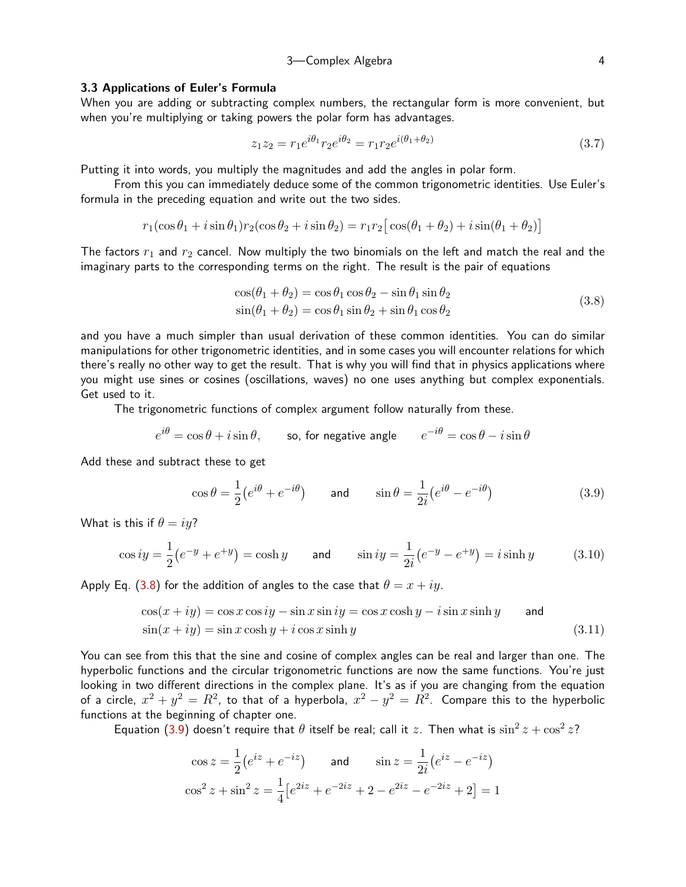### 3.3 Applications of Euler's Formula

When you are adding or subtracting complex numbers, the rectangular form is more convenient, but when you're multiplying or taking powers the polar form has advantages.

$$z_1 z_2 = r_1 e^{i\theta_1} r_2 e^{i\theta_2} = r_1 r_2 e^{i(\theta_1+\theta_2)} \tag{3.7}$$

Putting it into words, you multiply the magnitudes and add the angles in polar form.

From this you can immediately deduce some of the common trigonometric identities. Use Euler's formula in the preceding equation and write out the two sides.

$$r_1(\cos\theta_1 + i\sin\theta_1)r_2(\cos\theta_2 + i\sin\theta_2) = r_1 r_2\big[\cos(\theta_1+\theta_2) + i\sin(\theta_1+\theta_2)\big]$$

The factors $r_1$ and $r_2$ cancel. Now multiply the two binomials on the left and match the real and the imaginary parts to the corresponding terms on the right. The result is the pair of equations

$$\begin{aligned}\cos(\theta_1+\theta_2) &= \cos\theta_1\cos\theta_2 - \sin\theta_1\sin\theta_2\\ \sin(\theta_1+\theta_2) &= \cos\theta_1\sin\theta_2 + \sin\theta_1\cos\theta_2\end{aligned} \tag{3.8}$$

and you have a much simpler than usual derivation of these common identities. You can do similar manipulations for other trigonometric identities, and in some cases you will encounter relations for which there's really no other way to get the result. That is why you will find that in physics applications where you might use sines or cosines (oscillations, waves) no one uses anything but complex exponentials. Get used to it.

The trigonometric functions of complex argument follow naturally from these.

$$e^{i\theta} = \cos\theta + i\sin\theta, \qquad \text{so, for negative angle} \qquad e^{-i\theta} = \cos\theta - i\sin\theta$$

Add these and subtract these to get

$$\cos\theta = \frac{1}{2}\big(e^{i\theta} + e^{-i\theta}\big) \qquad \text{and} \qquad \sin\theta = \frac{1}{2i}\big(e^{i\theta} - e^{-i\theta}\big) \tag{3.9}$$

What is this if $\theta = iy$?

$$\cos iy = \frac{1}{2}\big(e^{-y} + e^{+y}\big) = \cosh y \qquad \text{and} \qquad \sin iy = \frac{1}{2i}\big(e^{-y} - e^{+y}\big) = i\sinh y \tag{3.10}$$

Apply Eq. (3.8) for the addition of angles to the case that $\theta = x + iy$.

$$\begin{aligned}\cos(x+iy) &= \cos x\cos iy - \sin x\sin iy = \cos x\cosh y - i\sin x\sinh y \qquad \text{and}\\ \sin(x+iy) &= \sin x\cosh y + i\cos x\sinh y\end{aligned} \tag{3.11}$$

You can see from this that the sine and cosine of complex angles can be real and larger than one. The hyperbolic functions and the circular trigonometric functions are now the same functions. You're just looking in two different directions in the complex plane. It's as if you are changing from the equation of a circle, $x^2 + y^2 = R^2$, to that of a hyperbola, $x^2 - y^2 = R^2$. Compare this to the hyperbolic functions at the beginning of chapter one.

Equation (3.9) doesn't require that $\theta$ itself be real; call it $z$. Then what is $\sin^2 z + \cos^2 z$?

$$\cos z = \frac{1}{2}\big(e^{iz} + e^{-iz}\big) \qquad \text{and} \qquad \sin z = \frac{1}{2i}\big(e^{iz} - e^{-iz}\big)$$

$$\cos^2 z + \sin^2 z = \frac{1}{4}\big[e^{2iz} + e^{-2iz} + 2 - e^{2iz} - e^{-2iz} + 2\big] = 1$$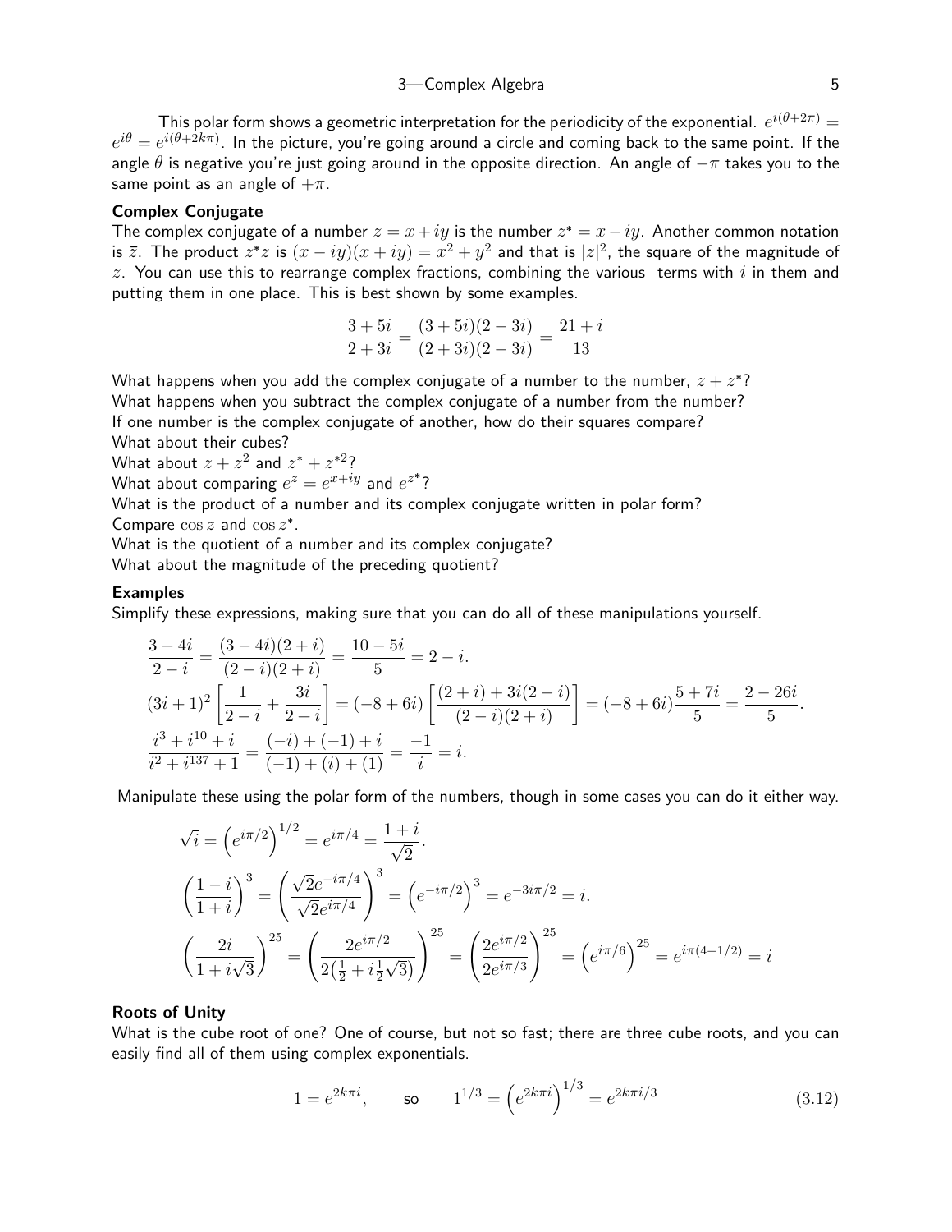This polar form shows a geometric interpretation for the periodicity of the exponential. $e^{i(\theta+2\pi)} = e^{i\theta} = e^{i(\theta+2k\pi)}$. In the picture, you're going around a circle and coming back to the same point. If the angle $\theta$ is negative you're just going around in the opposite direction. An angle of $-\pi$ takes you to the same point as an angle of $+\pi$.

### Complex Conjugate

The complex conjugate of a number $z = x + iy$ is the number $z^* = x - iy$. Another common notation is $\bar{z}$. The product $z^*z$ is $(x - iy)(x + iy) = x^2 + y^2$ and that is $|z|^2$, the square of the magnitude of $z$. You can use this to rearrange complex fractions, combining the various terms with $i$ in them and putting them in one place. This is best shown by some examples.

$$\frac{3+5i}{2+3i} = \frac{(3+5i)(2-3i)}{(2+3i)(2-3i)} = \frac{21+i}{13}$$

What happens when you add the complex conjugate of a number to the number, $z + z^*$?
What happens when you subtract the complex conjugate of a number from the number?
If one number is the complex conjugate of another, how do their squares compare?
What about their cubes?
What about $z + z^2$ and $z^* + z^{*2}$?
What about comparing $e^z = e^{x+iy}$ and $e^{z^*}$?
What is the product of a number and its complex conjugate written in polar form?
Compare $\cos z$ and $\cos z^*$.
What is the quotient of a number and its complex conjugate?
What about the magnitude of the preceding quotient?

### Examples

Simplify these expressions, making sure that you can do all of these manipulations yourself.

$$\frac{3-4i}{2-i} = \frac{(3-4i)(2+i)}{(2-i)(2+i)} = \frac{10-5i}{5} = 2-i.$$

$$(3i+1)^2\left[\frac{1}{2-i} + \frac{3i}{2+i}\right] = (-8+6i)\left[\frac{(2+i)+3i(2-i)}{(2-i)(2+i)}\right] = (-8+6i)\frac{5+7i}{5} = \frac{2-26i}{5}.$$

$$\frac{i^3+i^{10}+i}{i^2+i^{137}+1} = \frac{(-i)+(-1)+i}{(-1)+(i)+(1)} = \frac{-1}{i} = i.$$

Manipulate these using the polar form of the numbers, though in some cases you can do it either way.

$$\sqrt{i} = \left(e^{i\pi/2}\right)^{1/2} = e^{i\pi/4} = \frac{1+i}{\sqrt{2}}.$$

$$\left(\frac{1-i}{1+i}\right)^3 = \left(\frac{\sqrt{2}e^{-i\pi/4}}{\sqrt{2}e^{i\pi/4}}\right)^3 = \left(e^{-i\pi/2}\right)^3 = e^{-3i\pi/2} = i.$$

$$\left(\frac{2i}{1+i\sqrt{3}}\right)^{25} = \left(\frac{2e^{i\pi/2}}{2\left(\frac{1}{2}+i\frac{1}{2}\sqrt{3}\right)}\right)^{25} = \left(\frac{2e^{i\pi/2}}{2e^{i\pi/3}}\right)^{25} = \left(e^{i\pi/6}\right)^{25} = e^{i\pi(4+1/2)} = i$$

### Roots of Unity

What is the cube root of one? One of course, but not so fast; there are three cube roots, and you can easily find all of them using complex exponentials.

$$1 = e^{2k\pi i}, \qquad \text{so} \qquad 1^{1/3} = \left(e^{2k\pi i}\right)^{1/3} = e^{2k\pi i/3} \tag{3.12}$$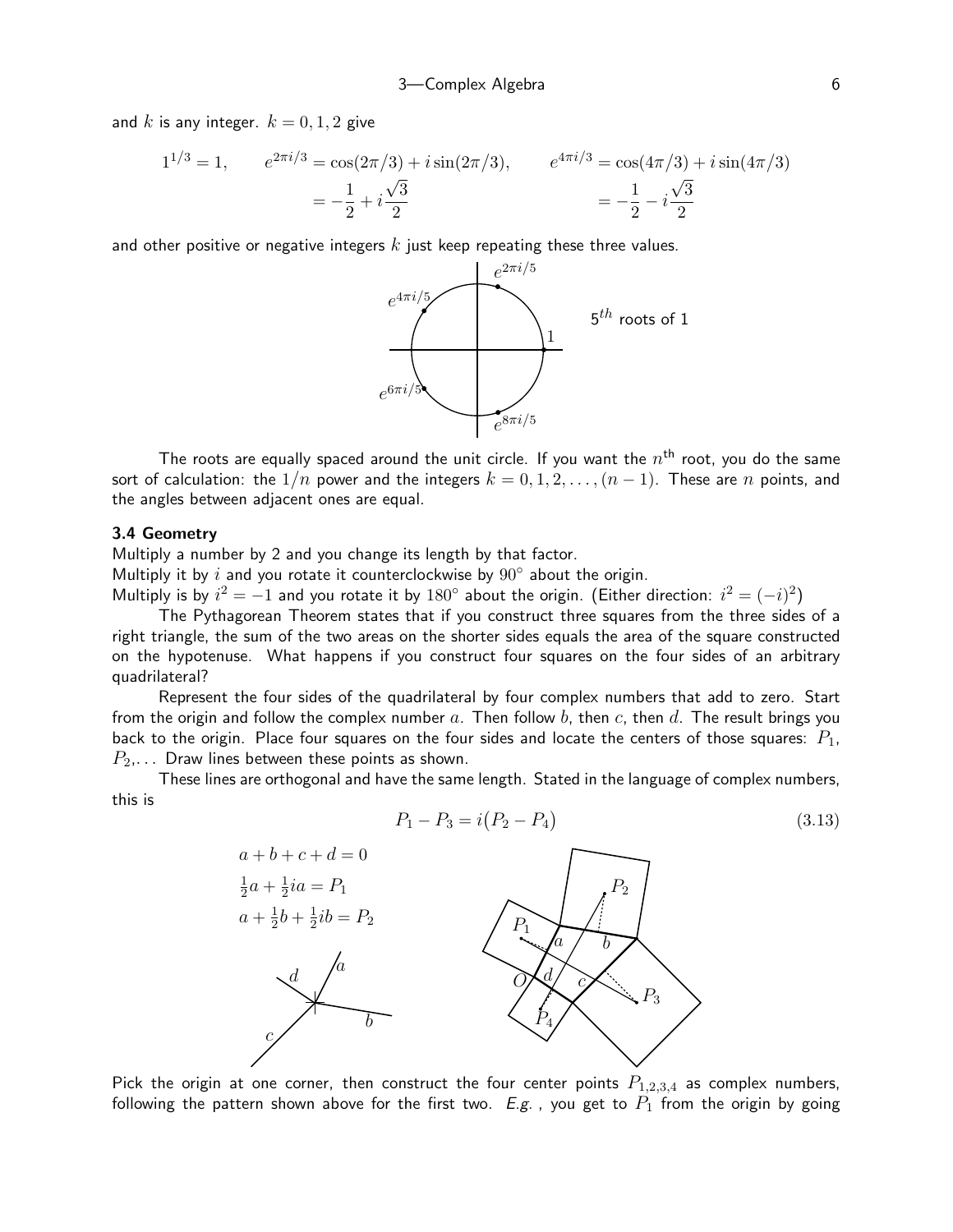and $k$ is any integer. $k = 0, 1, 2$ give

$$1^{1/3} = 1, \qquad e^{2\pi i/3} = \cos(2\pi/3) + i\sin(2\pi/3), \qquad e^{4\pi i/3} = \cos(4\pi/3) + i\sin(4\pi/3)$$
$$= -\frac{1}{2} + i\frac{\sqrt{3}}{2} \qquad\qquad = -\frac{1}{2} - i\frac{\sqrt{3}}{2}$$

and other positive or negative integers $k$ just keep repeating these three values.

$5^{th}$ roots of 1

The roots are equally spaced around the unit circle. If you want the $n^{\text{th}}$ root, you do the same sort of calculation: the $1/n$ power and the integers $k = 0, 1, 2, \ldots, (n-1)$. These are $n$ points, and the angles between adjacent ones are equal.

### 3.4 Geometry

Multiply a number by 2 and you change its length by that factor.
Multiply it by $i$ and you rotate it counterclockwise by $90^\circ$ about the origin.
Multiply is by $i^2 = -1$ and you rotate it by $180^\circ$ about the origin. (Either direction: $i^2 = (-i)^2$)

The Pythagorean Theorem states that if you construct three squares from the three sides of a right triangle, the sum of the two areas on the shorter sides equals the area of the square constructed on the hypotenuse. What happens if you construct four squares on the four sides of an arbitrary quadrilateral?

Represent the four sides of the quadrilateral by four complex numbers that add to zero. Start from the origin and follow the complex number $a$. Then follow $b$, then $c$, then $d$. The result brings you back to the origin. Place four squares on the four sides and locate the centers of those squares: $P_1$, $P_2$,... Draw lines between these points as shown.

These lines are orthogonal and have the same length. Stated in the language of complex numbers, this is

$$P_1 - P_3 = i\big(P_2 - P_4\big) \tag{3.13}$$

$$a + b + c + d = 0$$
$$\tfrac{1}{2}a + \tfrac{1}{2}ia = P_1$$
$$a + \tfrac{1}{2}b + \tfrac{1}{2}ib = P_2$$

Pick the origin at one corner, then construct the four center points $P_{1,2,3,4}$ as complex numbers, following the pattern shown above for the first two. *E.g.* , you get to $P_1$ from the origin by going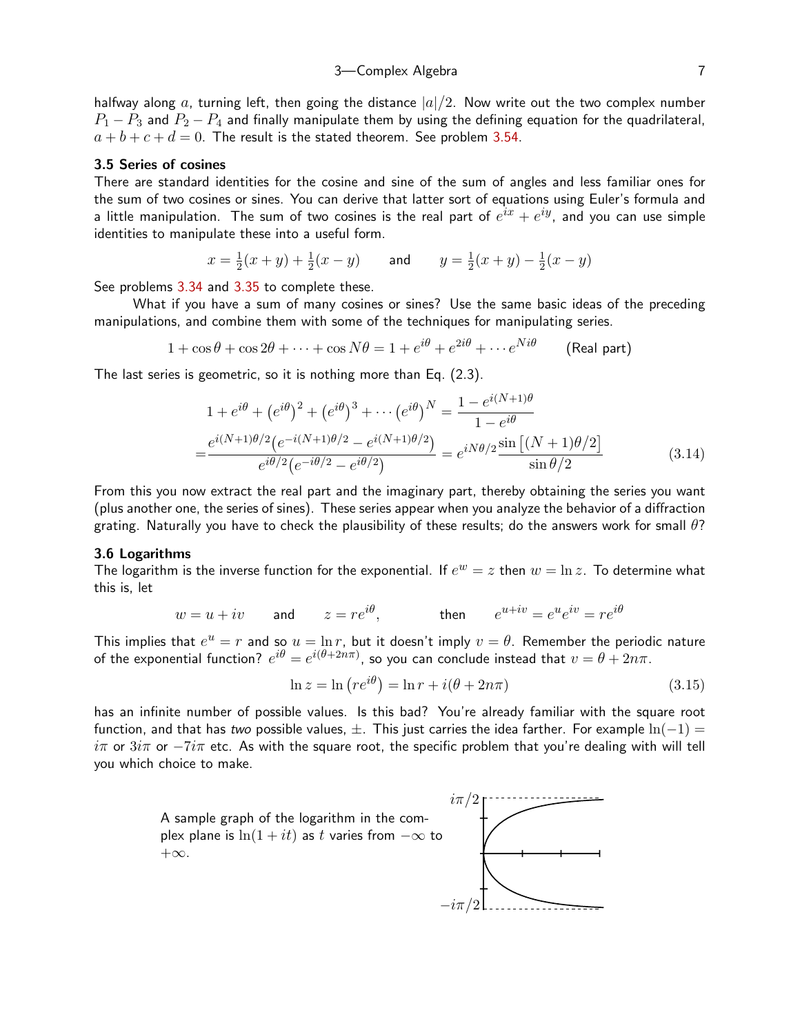halfway along $a$, turning left, then going the distance $|a|/2$. Now write out the two complex number $P_1 - P_3$ and $P_2 - P_4$ and finally manipulate them by using the defining equation for the quadrilateral, $a + b + c + d = 0$. The result is the stated theorem. See problem 3.54.

### 3.5 Series of cosines

There are standard identities for the cosine and sine of the sum of angles and less familiar ones for the sum of two cosines or sines. You can derive that latter sort of equations using Euler's formula and a little manipulation. The sum of two cosines is the real part of $e^{ix} + e^{iy}$, and you can use simple identities to manipulate these into a useful form.

$$x = \tfrac{1}{2}(x+y) + \tfrac{1}{2}(x-y) \qquad \text{and} \qquad y = \tfrac{1}{2}(x+y) - \tfrac{1}{2}(x-y)$$

See problems 3.34 and 3.35 to complete these.

What if you have a sum of many cosines or sines? Use the same basic ideas of the preceding manipulations, and combine them with some of the techniques for manipulating series.

$$1 + \cos\theta + \cos 2\theta + \cdots + \cos N\theta = 1 + e^{i\theta} + e^{2i\theta} + \cdots e^{Ni\theta} \qquad \text{(Real part)}$$

The last series is geometric, so it is nothing more than Eq. (2.3).

$$\begin{aligned} 1 + e^{i\theta} + \left(e^{i\theta}\right)^2 + \left(e^{i\theta}\right)^3 + \cdots \left(e^{i\theta}\right)^N &= \frac{1 - e^{i(N+1)\theta}}{1 - e^{i\theta}} \\ = \frac{e^{i(N+1)\theta/2}\left(e^{-i(N+1)\theta/2} - e^{i(N+1)\theta/2}\right)}{e^{i\theta/2}\left(e^{-i\theta/2} - e^{i\theta/2}\right)} &= e^{iN\theta/2}\frac{\sin\left[(N+1)\theta/2\right]}{\sin\theta/2} \end{aligned} \tag{3.14}$$

From this you now extract the real part and the imaginary part, thereby obtaining the series you want (plus another one, the series of sines). These series appear when you analyze the behavior of a diffraction grating. Naturally you have to check the plausibility of these results; do the answers work for small $\theta$?

### 3.6 Logarithms

The logarithm is the inverse function for the exponential. If $e^w = z$ then $w = \ln z$. To determine what this is, let

$$w = u + iv \qquad \text{and} \qquad z = re^{i\theta}, \qquad \text{then} \qquad e^{u+iv} = e^u e^{iv} = re^{i\theta}$$

This implies that $e^u = r$ and so $u = \ln r$, but it doesn't imply $v = \theta$. Remember the periodic nature of the exponential function? $e^{i\theta} = e^{i(\theta + 2n\pi)}$, so you can conclude instead that $v = \theta + 2n\pi$.

$$\ln z = \ln\left(re^{i\theta}\right) = \ln r + i(\theta + 2n\pi) \tag{3.15}$$

has an infinite number of possible values. Is this bad? You're already familiar with the square root function, and that has *two* possible values, $\pm$. This just carries the idea farther. For example $\ln(-1) = i\pi$ or $3i\pi$ or $-7i\pi$ etc. As with the square root, the specific problem that you're dealing with will tell you which choice to make.

A sample graph of the logarithm in the complex plane is $\ln(1 + it)$ as $t$ varies from $-\infty$ to $+\infty$.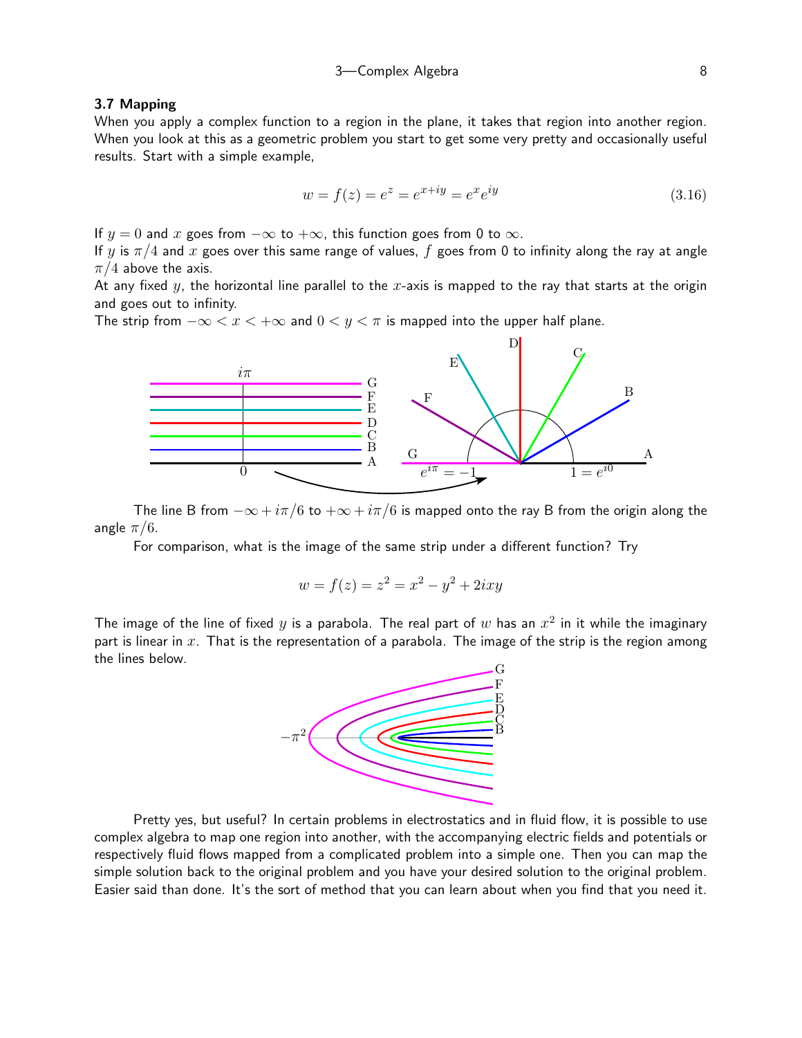### 3.7 Mapping

When you apply a complex function to a region in the plane, it takes that region into another region. When you look at this as a geometric problem you start to get some very pretty and occasionally useful results. Start with a simple example,

$$w = f(z) = e^z = e^{x+iy} = e^x e^{iy} \tag{3.16}$$

If $y = 0$ and $x$ goes from $-\infty$ to $+\infty$, this function goes from 0 to $\infty$.

If $y$ is $\pi/4$ and $x$ goes over this same range of values, $f$ goes from 0 to infinity along the ray at angle $\pi/4$ above the axis.

At any fixed $y$, the horizontal line parallel to the $x$-axis is mapped to the ray that starts at the origin and goes out to infinity.

The strip from $-\infty < x < +\infty$ and $0 < y < \pi$ is mapped into the upper half plane.

The line B from $-\infty + i\pi/6$ to $+\infty + i\pi/6$ is mapped onto the ray B from the origin along the angle $\pi/6$.

For comparison, what is the image of the same strip under a different function? Try

$$w = f(z) = z^2 = x^2 - y^2 + 2ixy$$

The image of the line of fixed $y$ is a parabola. The real part of $w$ has an $x^2$ in it while the imaginary part is linear in $x$. That is the representation of a parabola. The image of the strip is the region among the lines below.

Pretty yes, but useful? In certain problems in electrostatics and in fluid flow, it is possible to use complex algebra to map one region into another, with the accompanying electric fields and potentials or respectively fluid flows mapped from a complicated problem into a simple one. Then you can map the simple solution back to the original problem and you have your desired solution to the original problem. Easier said than done. It's the sort of method that you can learn about when you find that you need it.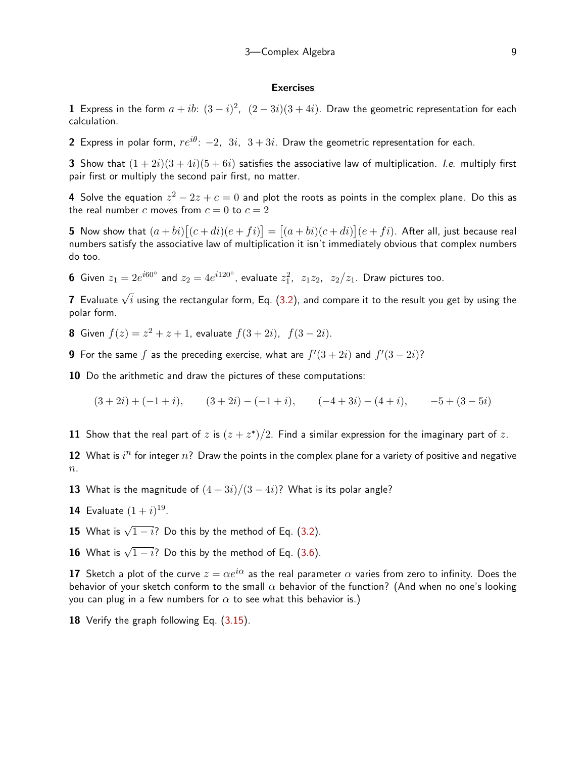### Exercises

**1** Express in the form $a + ib$: $(3 - i)^2$, $(2 - 3i)(3 + 4i)$. Draw the geometric representation for each calculation.

**2** Express in polar form, $re^{i\theta}$: $-2$, $3i$, $3 + 3i$. Draw the geometric representation for each.

**3** Show that $(1 + 2i)(3 + 4i)(5 + 6i)$ satisfies the associative law of multiplication. *I.e.* multiply first pair first or multiply the second pair first, no matter.

**4** Solve the equation $z^2 - 2z + c = 0$ and plot the roots as points in the complex plane. Do this as the real number $c$ moves from $c = 0$ to $c = 2$

**5** Now show that $(a + bi)\big[(c + di)(e + fi)\big] = \big[(a + bi)(c + di)\big](e + fi)$. After all, just because real numbers satisfy the associative law of multiplication it isn't immediately obvious that complex numbers do too.

**6** Given $z_1 = 2e^{i60^\circ}$ and $z_2 = 4e^{i120^\circ}$, evaluate $z_1^2$, $z_1 z_2$, $z_2/z_1$. Draw pictures too.

**7** Evaluate $\sqrt{i}$ using the rectangular form, Eq. (3.2), and compare it to the result you get by using the polar form.

**8** Given $f(z) = z^2 + z + 1$, evaluate $f(3 + 2i)$, $f(3 - 2i)$.

**9** For the same $f$ as the preceding exercise, what are $f'(3 + 2i)$ and $f'(3 - 2i)$?

**10** Do the arithmetic and draw the pictures of these computations:

$$(3 + 2i) + (-1 + i), \qquad (3 + 2i) - (-1 + i), \qquad (-4 + 3i) - (4 + i), \qquad -5 + (3 - 5i)$$

**11** Show that the real part of $z$ is $(z + z^*)/2$. Find a similar expression for the imaginary part of $z$.

**12** What is $i^n$ for integer $n$? Draw the points in the complex plane for a variety of positive and negative $n$.

**13** What is the magnitude of $(4 + 3i)/(3 - 4i)$? What is its polar angle?

**14** Evaluate $(1 + i)^{19}$.

**15** What is $\sqrt{1 - i}$? Do this by the method of Eq. (3.2).

**16** What is $\sqrt{1 - i}$? Do this by the method of Eq. (3.6).

**17** Sketch a plot of the curve $z = \alpha e^{i\alpha}$ as the real parameter $\alpha$ varies from zero to infinity. Does the behavior of your sketch conform to the small $\alpha$ behavior of the function? (And when no one's looking you can plug in a few numbers for $\alpha$ to see what this behavior is.)

**18** Verify the graph following Eq. (3.15).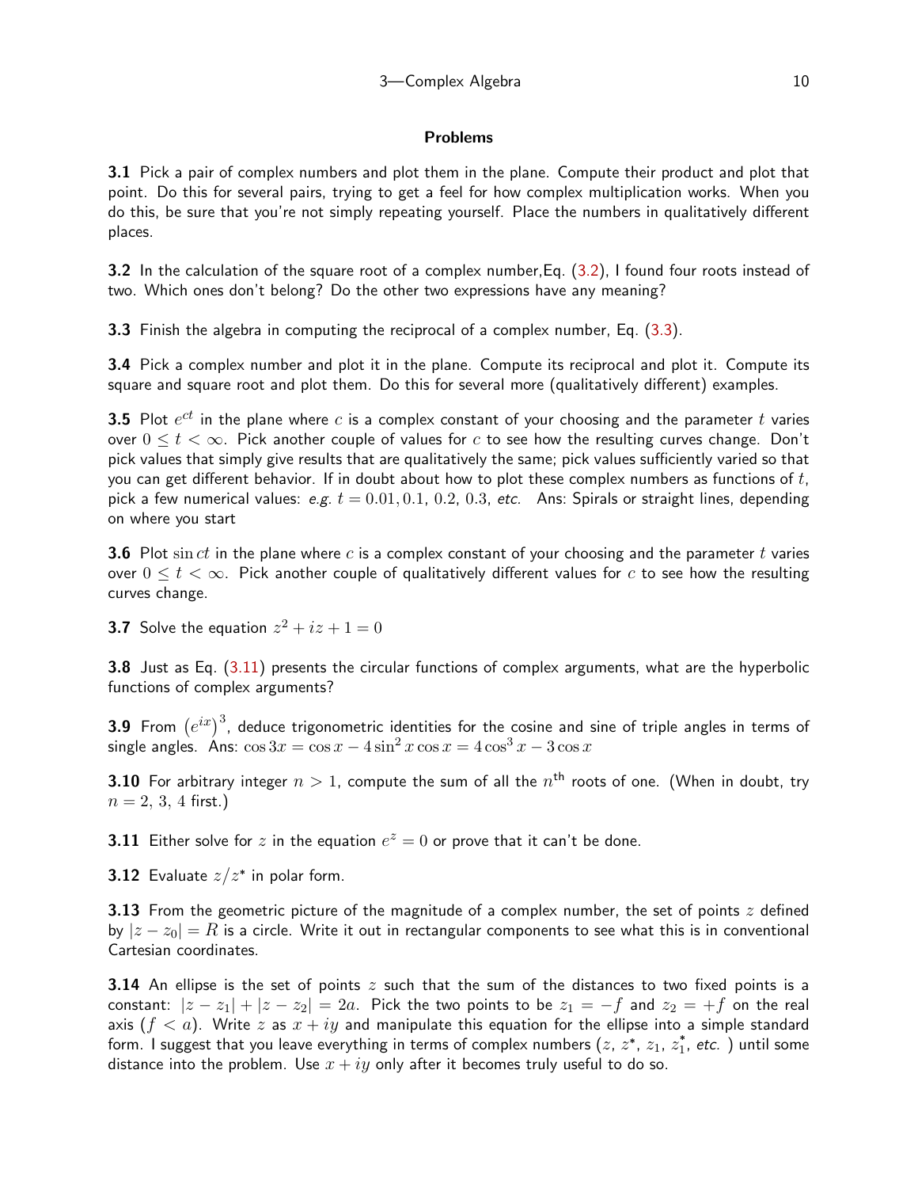## Problems

**3.1** Pick a pair of complex numbers and plot them in the plane. Compute their product and plot that point. Do this for several pairs, trying to get a feel for how complex multiplication works. When you do this, be sure that you're not simply repeating yourself. Place the numbers in qualitatively different places.

**3.2** In the calculation of the square root of a complex number,Eq. (3.2), I found four roots instead of two. Which ones don't belong? Do the other two expressions have any meaning?

**3.3** Finish the algebra in computing the reciprocal of a complex number, Eq. (3.3).

**3.4** Pick a complex number and plot it in the plane. Compute its reciprocal and plot it. Compute its square and square root and plot them. Do this for several more (qualitatively different) examples.

**3.5** Plot $e^{ct}$ in the plane where $c$ is a complex constant of your choosing and the parameter $t$ varies over $0 \leq t < \infty$. Pick another couple of values for $c$ to see how the resulting curves change. Don't pick values that simply give results that are qualitatively the same; pick values sufficiently varied so that you can get different behavior. If in doubt about how to plot these complex numbers as functions of $t$, pick a few numerical values: *e.g.* $t = 0.01, 0.1, 0.2, 0.3$, *etc.* Ans: Spirals or straight lines, depending on where you start

**3.6** Plot $\sin ct$ in the plane where $c$ is a complex constant of your choosing and the parameter $t$ varies over $0 \leq t < \infty$. Pick another couple of qualitatively different values for $c$ to see how the resulting curves change.

**3.7** Solve the equation $z^2 + iz + 1 = 0$

**3.8** Just as Eq. (3.11) presents the circular functions of complex arguments, what are the hyperbolic functions of complex arguments?

**3.9** From $\left(e^{ix}\right)^3$, deduce trigonometric identities for the cosine and sine of triple angles in terms of single angles. Ans: $\cos 3x = \cos x - 4\sin^2 x \cos x = 4\cos^3 x - 3\cos x$

**3.10** For arbitrary integer $n > 1$, compute the sum of all the $n^{\text{th}}$ roots of one. (When in doubt, try $n = 2,\ 3,\ 4$ first.)

**3.11** Either solve for $z$ in the equation $e^z = 0$ or prove that it can't be done.

**3.12** Evaluate $z/z^*$ in polar form.

**3.13** From the geometric picture of the magnitude of a complex number, the set of points $z$ defined by $|z - z_0| = R$ is a circle. Write it out in rectangular components to see what this is in conventional Cartesian coordinates.

**3.14** An ellipse is the set of points $z$ such that the sum of the distances to two fixed points is a constant: $|z - z_1| + |z - z_2| = 2a$. Pick the two points to be $z_1 = -f$ and $z_2 = +f$ on the real axis ($f < a$). Write $z$ as $x + iy$ and manipulate this equation for the ellipse into a simple standard form. I suggest that you leave everything in terms of complex numbers ($z$, $z^*$, $z_1$, $z_1^*$, *etc.* ) until some distance into the problem. Use $x + iy$ only after it becomes truly useful to do so.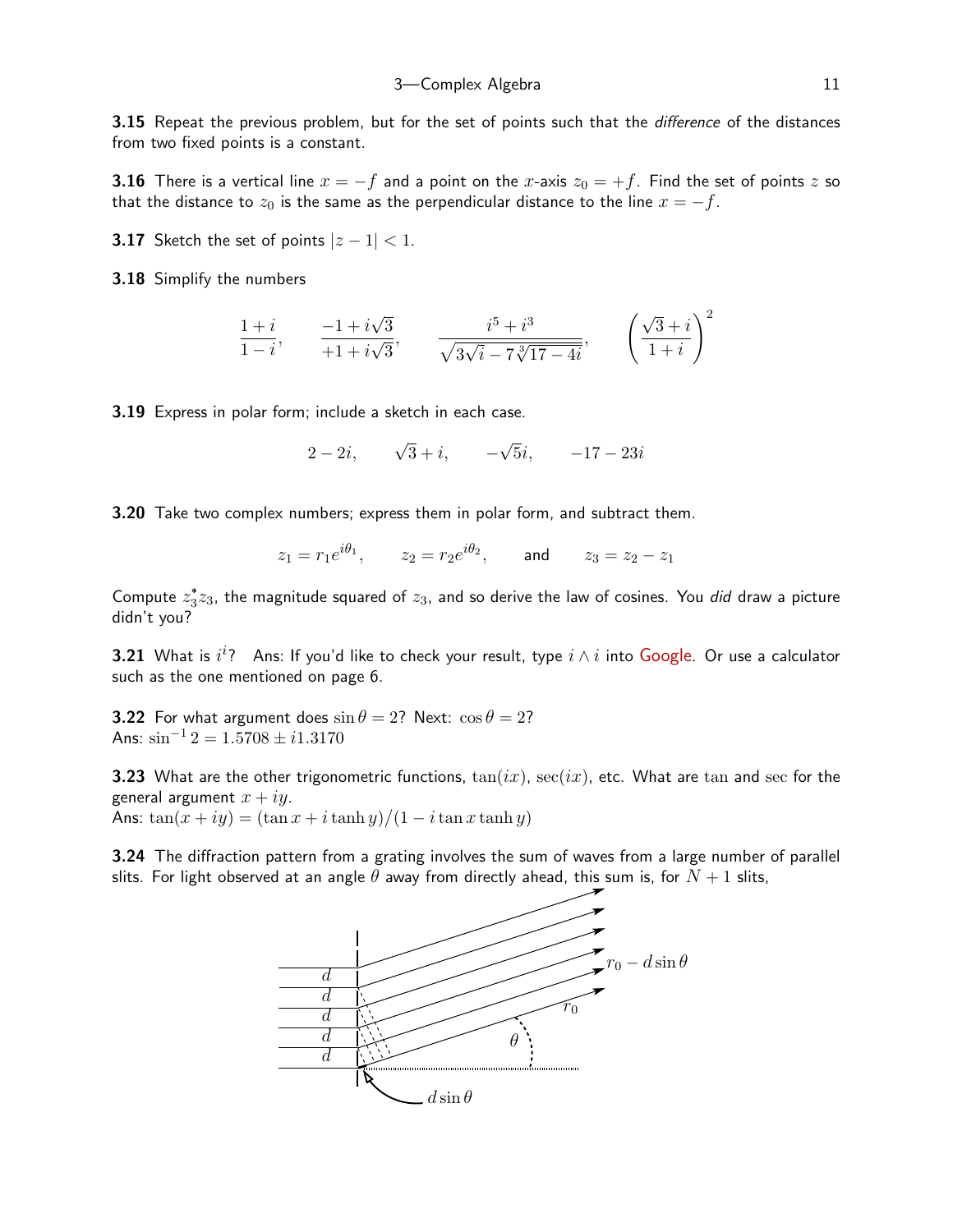**3.15** Repeat the previous problem, but for the set of points such that the *difference* of the distances from two fixed points is a constant.

**3.16** There is a vertical line $x = -f$ and a point on the $x$-axis $z_0 = +f$. Find the set of points $z$ so that the distance to $z_0$ is the same as the perpendicular distance to the line $x = -f$.

**3.17** Sketch the set of points $|z - 1| < 1$.

**3.18** Simplify the numbers

$$\frac{1+i}{1-i}, \qquad \frac{-1+i\sqrt{3}}{+1+i\sqrt{3}}, \qquad \frac{i^5+i^3}{\sqrt{3\sqrt{i}-7\sqrt[3]{17-4i}}}, \qquad \left(\frac{\sqrt{3}+i}{1+i}\right)^2$$

**3.19** Express in polar form; include a sketch in each case.

$$2-2i, \qquad \sqrt{3}+i, \qquad -\sqrt{5}i, \qquad -17-23i$$

**3.20** Take two complex numbers; express them in polar form, and subtract them.

$$z_1 = r_1 e^{i\theta_1}, \qquad z_2 = r_2 e^{i\theta_2}, \qquad \text{and} \qquad z_3 = z_2 - z_1$$

Compute $z_3^* z_3$, the magnitude squared of $z_3$, and so derive the law of cosines. You *did* draw a picture didn't you?

**3.21** What is $i^i$? Ans: If you'd like to check your result, type $i \wedge i$ into Google. Or use a calculator such as the one mentioned on page 6.

**3.22** For what argument does $\sin\theta = 2$? Next: $\cos\theta = 2$?
Ans: $\sin^{-1} 2 = 1.5708 \pm i1.3170$

**3.23** What are the other trigonometric functions, $\tan(ix)$, $\sec(ix)$, etc. What are $\tan$ and $\sec$ for the general argument $x + iy$.
Ans: $\tan(x+iy) = (\tan x + i\tanh y)/(1 - i\tan x\tanh y)$

**3.24** The diffraction pattern from a grating involves the sum of waves from a large number of parallel slits. For light observed at an angle $\theta$ away from directly ahead, this sum is, for $N+1$ slits,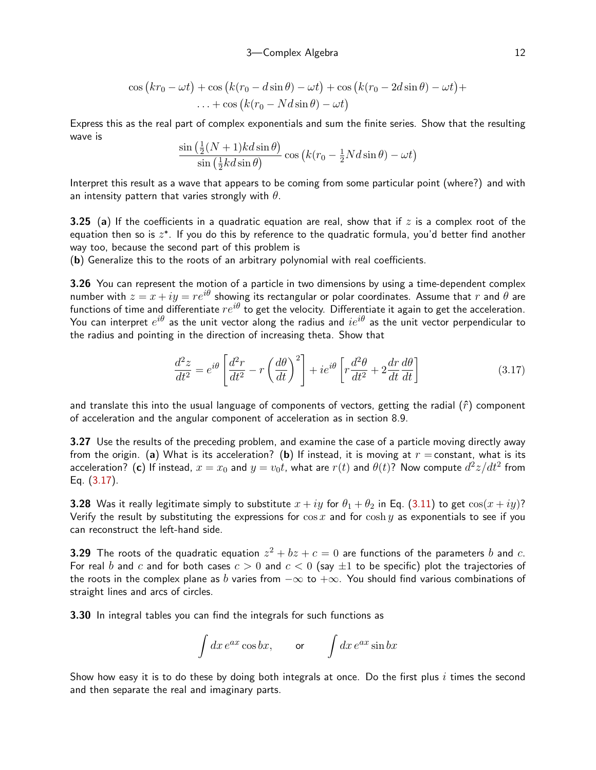$$\cos\left(kr_0 - \omega t\right) + \cos\left(k(r_0 - d\sin\theta) - \omega t\right) + \cos\left(k(r_0 - 2d\sin\theta) - \omega t\right) +$$
$$\ldots + \cos\left(k(r_0 - Nd\sin\theta) - \omega t\right)$$

Express this as the real part of complex exponentials and sum the finite series. Show that the resulting wave is

$$\frac{\sin\left(\frac{1}{2}(N+1)kd\sin\theta\right)}{\sin\left(\frac{1}{2}kd\sin\theta\right)}\cos\left(k(r_0 - \tfrac{1}{2}Nd\sin\theta) - \omega t\right)$$

Interpret this result as a wave that appears to be coming from some particular point (where?) and with an intensity pattern that varies strongly with $\theta$.

**3.25** (**a**) If the coefficients in a quadratic equation are real, show that if $z$ is a complex root of the equation then so is $z^*$. If you do this by reference to the quadratic formula, you'd better find another way too, because the second part of this problem is
(**b**) Generalize this to the roots of an arbitrary polynomial with real coefficients.

**3.26** You can represent the motion of a particle in two dimensions by using a time-dependent complex number with $z = x + iy = re^{i\theta}$ showing its rectangular or polar coordinates. Assume that $r$ and $\theta$ are functions of time and differentiate $re^{i\theta}$ to get the velocity. Differentiate it again to get the acceleration. You can interpret $e^{i\theta}$ as the unit vector along the radius and $ie^{i\theta}$ as the unit vector perpendicular to the radius and pointing in the direction of increasing theta. Show that

$$\frac{d^2z}{dt^2} = e^{i\theta}\left[\frac{d^2r}{dt^2} - r\left(\frac{d\theta}{dt}\right)^2\right] + ie^{i\theta}\left[r\frac{d^2\theta}{dt^2} + 2\frac{dr}{dt}\frac{d\theta}{dt}\right] \tag{3.17}$$

and translate this into the usual language of components of vectors, getting the radial ($\hat{r}$) component of acceleration and the angular component of acceleration as in section 8.9.

**3.27** Use the results of the preceding problem, and examine the case of a particle moving directly away from the origin. (**a**) What is its acceleration? (**b**) If instead, it is moving at $r =$ constant, what is its acceleration? (**c**) If instead, $x = x_0$ and $y = v_0 t$, what are $r(t)$ and $\theta(t)$? Now compute $d^2z/dt^2$ from Eq. (3.17).

**3.28** Was it really legitimate simply to substitute $x + iy$ for $\theta_1 + \theta_2$ in Eq. (3.11) to get $\cos(x + iy)$? Verify the result by substituting the expressions for $\cos x$ and for $\cosh y$ as exponentials to see if you can reconstruct the left-hand side.

**3.29** The roots of the quadratic equation $z^2 + bz + c = 0$ are functions of the parameters $b$ and $c$. For real $b$ and $c$ and for both cases $c > 0$ and $c < 0$ (say $\pm 1$ to be specific) plot the trajectories of the roots in the complex plane as $b$ varies from $-\infty$ to $+\infty$. You should find various combinations of straight lines and arcs of circles.

**3.30** In integral tables you can find the integrals for such functions as

$$\int dx\, e^{ax}\cos bx, \qquad \text{or} \qquad \int dx\, e^{ax}\sin bx$$

Show how easy it is to do these by doing both integrals at once. Do the first plus $i$ times the second and then separate the real and imaginary parts.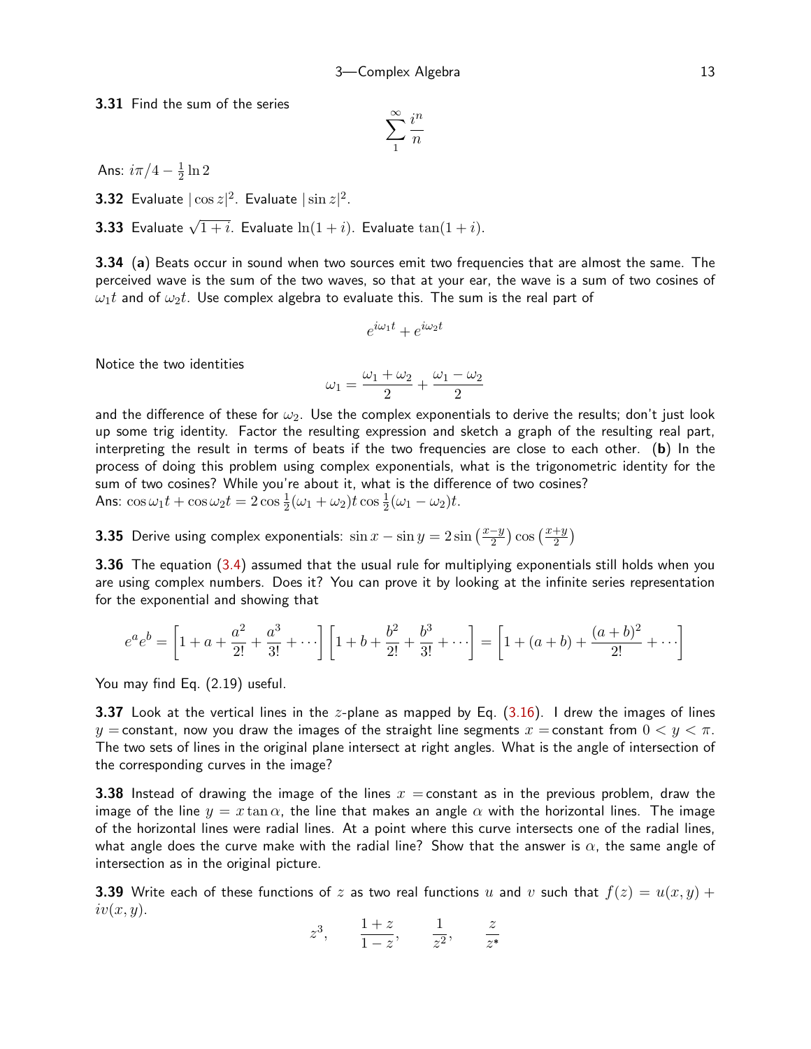**3.31** Find the sum of the series

$$\sum_{1}^{\infty} \frac{i^n}{n}$$

Ans: $i\pi/4 - \frac{1}{2}\ln 2$

**3.32** Evaluate $|\cos z|^2$. Evaluate $|\sin z|^2$.

**3.33** Evaluate $\sqrt{1+i}$. Evaluate $\ln(1+i)$. Evaluate $\tan(1+i)$.

**3.34** (**a**) Beats occur in sound when two sources emit two frequencies that are almost the same. The perceived wave is the sum of the two waves, so that at your ear, the wave is a sum of two cosines of $\omega_1 t$ and of $\omega_2 t$. Use complex algebra to evaluate this. The sum is the real part of

$$e^{i\omega_1 t} + e^{i\omega_2 t}$$

Notice the two identities

$$\omega_1 = \frac{\omega_1 + \omega_2}{2} + \frac{\omega_1 - \omega_2}{2}$$

and the difference of these for $\omega_2$. Use the complex exponentials to derive the results; don't just look up some trig identity. Factor the resulting expression and sketch a graph of the resulting real part, interpreting the result in terms of beats if the two frequencies are close to each other. (**b**) In the process of doing this problem using complex exponentials, what is the trigonometric identity for the sum of two cosines? While you're about it, what is the difference of two cosines?

Ans: $\cos\omega_1 t + \cos\omega_2 t = 2\cos\frac{1}{2}(\omega_1 + \omega_2)t \cos\frac{1}{2}(\omega_1 - \omega_2)t$.

**3.35** Derive using complex exponentials: $\sin x - \sin y = 2\sin\left(\frac{x-y}{2}\right)\cos\left(\frac{x+y}{2}\right)$

**3.36** The equation (3.4) assumed that the usual rule for multiplying exponentials still holds when you are using complex numbers. Does it? You can prove it by looking at the infinite series representation for the exponential and showing that

$$e^a e^b = \left[1 + a + \frac{a^2}{2!} + \frac{a^3}{3!} + \cdots\right]\left[1 + b + \frac{b^2}{2!} + \frac{b^3}{3!} + \cdots\right] = \left[1 + (a+b) + \frac{(a+b)^2}{2!} + \cdots\right]$$

You may find Eq. (2.19) useful.

**3.37** Look at the vertical lines in the $z$-plane as mapped by Eq. (3.16). I drew the images of lines $y =$ constant, now you draw the images of the straight line segments $x =$ constant from $0 < y < \pi$. The two sets of lines in the original plane intersect at right angles. What is the angle of intersection of the corresponding curves in the image?

**3.38** Instead of drawing the image of the lines $x =$ constant as in the previous problem, draw the image of the line $y = x\tan\alpha$, the line that makes an angle $\alpha$ with the horizontal lines. The image of the horizontal lines were radial lines. At a point where this curve intersects one of the radial lines, what angle does the curve make with the radial line? Show that the answer is $\alpha$, the same angle of intersection as in the original picture.

**3.39** Write each of these functions of $z$ as two real functions $u$ and $v$ such that $f(z) = u(x,y) + iv(x,y)$.

$$z^3, \qquad \frac{1+z}{1-z}, \qquad \frac{1}{z^2}, \qquad \frac{z}{z^*}$$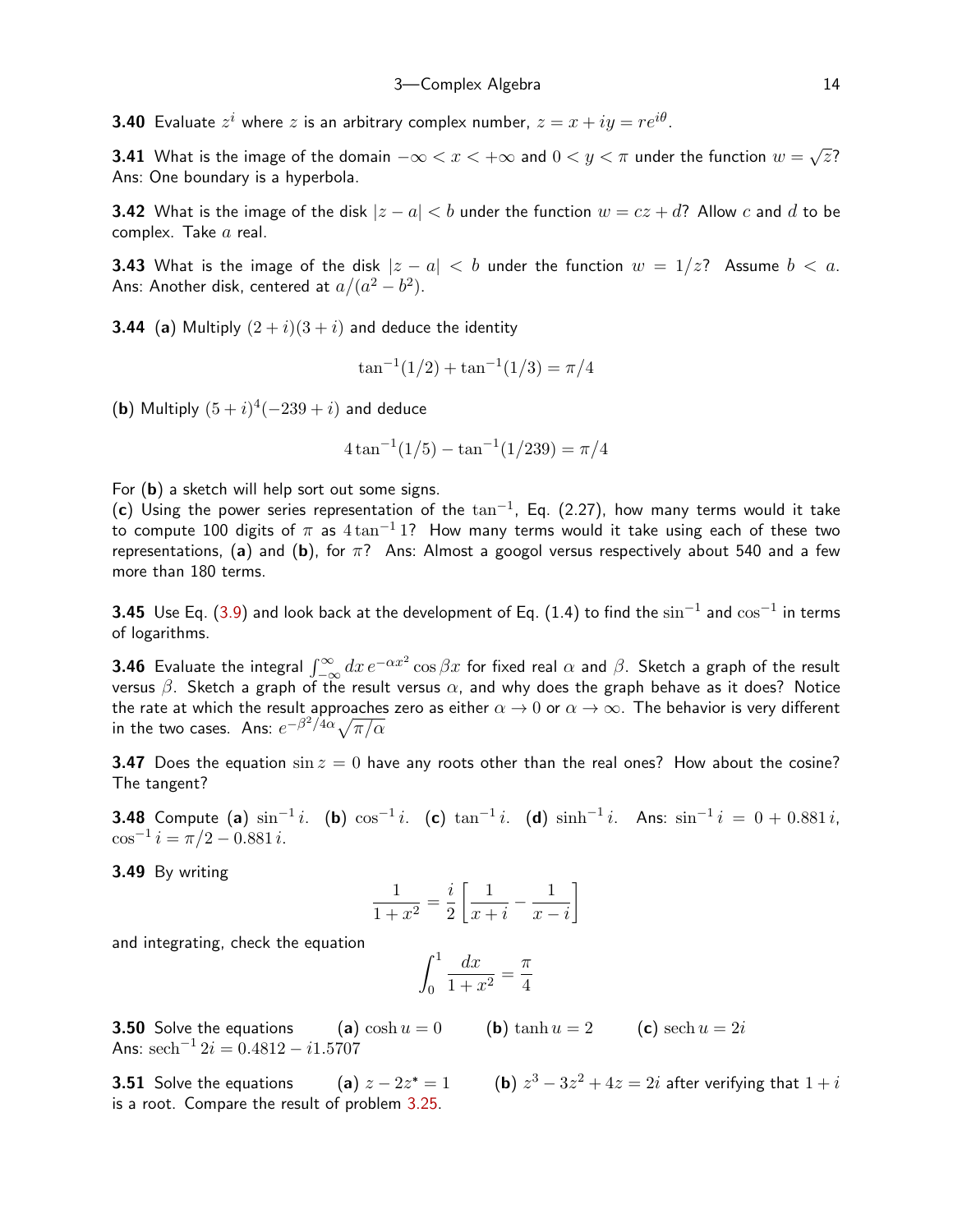**3.40** Evaluate $z^i$ where $z$ is an arbitrary complex number, $z = x + iy = re^{i\theta}$.

**3.41** What is the image of the domain $-\infty < x < +\infty$ and $0 < y < \pi$ under the function $w = \sqrt{z}$? Ans: One boundary is a hyperbola.

**3.42** What is the image of the disk $|z - a| < b$ under the function $w = cz + d$? Allow $c$ and $d$ to be complex. Take $a$ real.

**3.43** What is the image of the disk $|z - a| < b$ under the function $w = 1/z$? Assume $b < a$. Ans: Another disk, centered at $a/(a^2 - b^2)$.

**3.44** (**a**) Multiply $(2 + i)(3 + i)$ and deduce the identity

$$\tan^{-1}(1/2) + \tan^{-1}(1/3) = \pi/4$$

(**b**) Multiply $(5 + i)^4(-239 + i)$ and deduce

$$4\tan^{-1}(1/5) - \tan^{-1}(1/239) = \pi/4$$

For (**b**) a sketch will help sort out some signs.
(**c**) Using the power series representation of the $\tan^{-1}$, Eq. (2.27), how many terms would it take to compute 100 digits of $\pi$ as $4\tan^{-1}1$? How many terms would it take using each of these two representations, (**a**) and (**b**), for $\pi$? Ans: Almost a googol versus respectively about 540 and a few more than 180 terms.

**3.45** Use Eq. (3.9) and look back at the development of Eq. (1.4) to find the $\sin^{-1}$ and $\cos^{-1}$ in terms of logarithms.

**3.46** Evaluate the integral $\int_{-\infty}^{\infty} dx\, e^{-\alpha x^2} \cos\beta x$ for fixed real $\alpha$ and $\beta$. Sketch a graph of the result versus $\beta$. Sketch a graph of the result versus $\alpha$, and why does the graph behave as it does? Notice the rate at which the result approaches zero as either $\alpha \to 0$ or $\alpha \to \infty$. The behavior is very different in the two cases. Ans: $e^{-\beta^2/4\alpha}\sqrt{\pi/\alpha}$

**3.47** Does the equation $\sin z = 0$ have any roots other than the real ones? How about the cosine? The tangent?

**3.48** Compute (**a**) $\sin^{-1} i$. (**b**) $\cos^{-1} i$. (**c**) $\tan^{-1} i$. (**d**) $\sinh^{-1} i$. Ans: $\sin^{-1} i = 0 + 0.881\, i$, $\cos^{-1} i = \pi/2 - 0.881\, i$.

**3.49** By writing

$$\frac{1}{1 + x^2} = \frac{i}{2}\left[\frac{1}{x + i} - \frac{1}{x - i}\right]$$

and integrating, check the equation

$$\int_0^1 \frac{dx}{1 + x^2} = \frac{\pi}{4}$$

**3.50** Solve the equations (**a**) $\cosh u = 0$ (**b**) $\tanh u = 2$ (**c**) $\operatorname{sech} u = 2i$
Ans: $\operatorname{sech}^{-1} 2i = 0.4812 - i1.5707$

**3.51** Solve the equations (**a**) $z - 2z^* = 1$ (**b**) $z^3 - 3z^2 + 4z = 2i$ after verifying that $1 + i$ is a root. Compare the result of problem 3.25.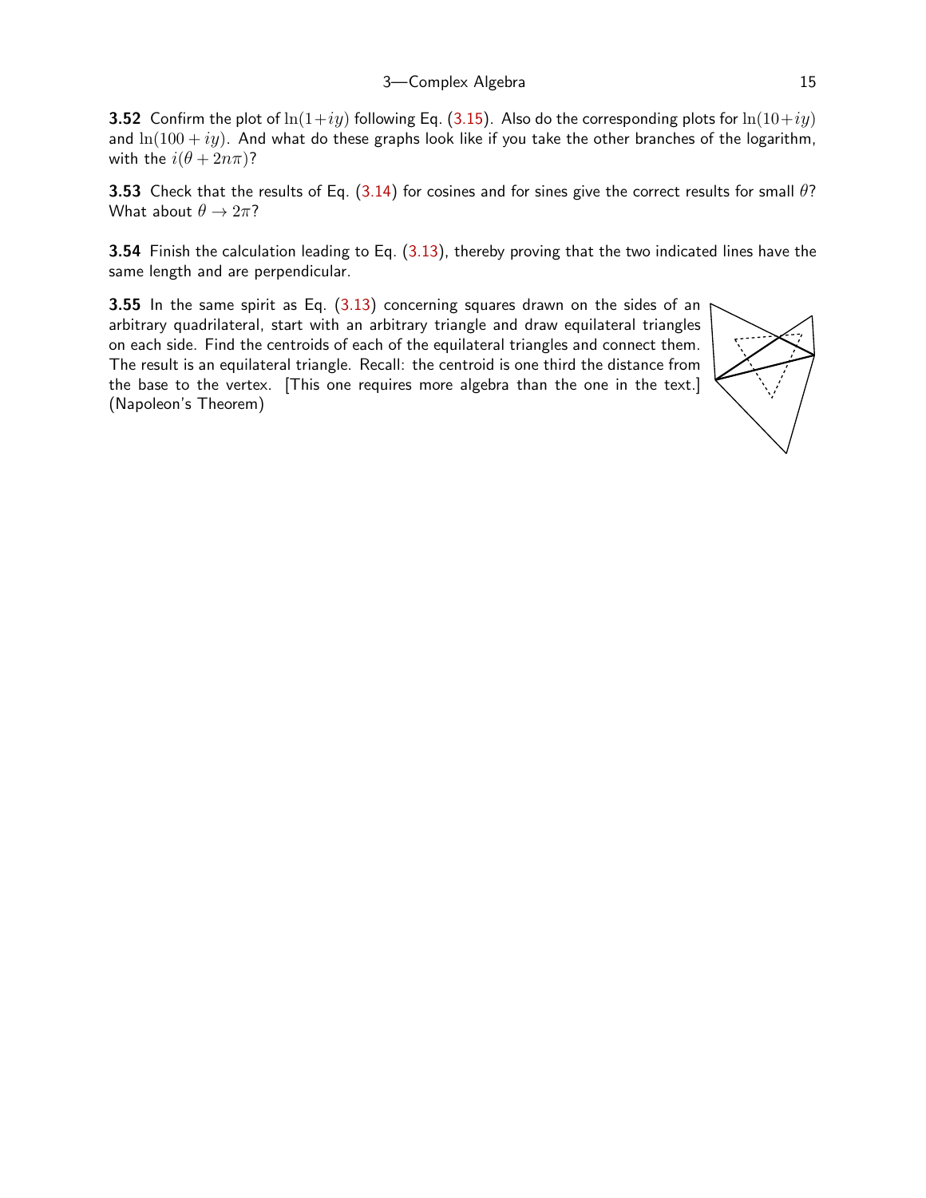**3.52** Confirm the plot of $\ln(1+iy)$ following Eq. (3.15). Also do the corresponding plots for $\ln(10+iy)$ and $\ln(100+iy)$. And what do these graphs look like if you take the other branches of the logarithm, with the $i(\theta + 2n\pi)$?

**3.53** Check that the results of Eq. (3.14) for cosines and for sines give the correct results for small $\theta$? What about $\theta \to 2\pi$?

**3.54** Finish the calculation leading to Eq. (3.13), thereby proving that the two indicated lines have the same length and are perpendicular.

**3.55** In the same spirit as Eq. (3.13) concerning squares drawn on the sides of an arbitrary quadrilateral, start with an arbitrary triangle and draw equilateral triangles on each side. Find the centroids of each of the equilateral triangles and connect them. The result is an equilateral triangle. Recall: the centroid is one third the distance from the base to the vertex. [This one requires more algebra than the one in the text.] (Napoleon's Theorem)